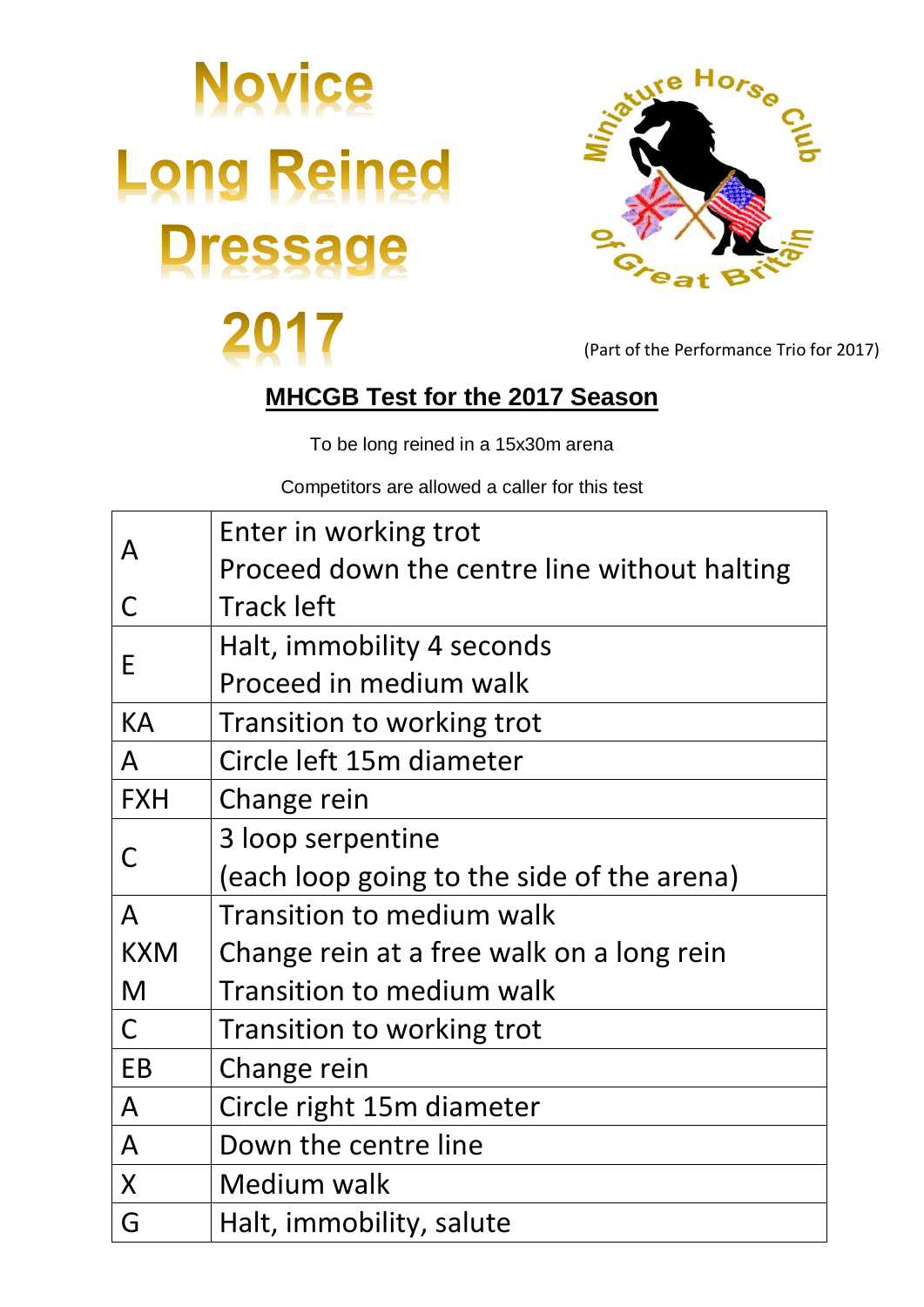# Novice Long Reined Dressage 2017

Miniature Horse Club of Great Britain

(Part of the Performance Trio for 2017)

## MHCGB Test for the 2017 Season

To be long reined in a 15x30m arena

Competitors are allowed a caller for this test

| | |
|---|---|
| A | Enter in working trot<br>Proceed down the centre line without halting |
| C | Track left |
| E | Halt, immobility 4 seconds<br>Proceed in medium walk |
| KA | Transition to working trot |
| A | Circle left 15m diameter |
| FXH | Change rein |
| C | 3 loop serpentine<br>(each loop going to the side of the arena) |
| A<br>KXM<br>M | Transition to medium walk<br>Change rein at a free walk on a long rein<br>Transition to medium walk |
| C | Transition to working trot |
| EB | Change rein |
| A | Circle right 15m diameter |
| A | Down the centre line |
| X | Medium walk |
| G | Halt, immobility, salute |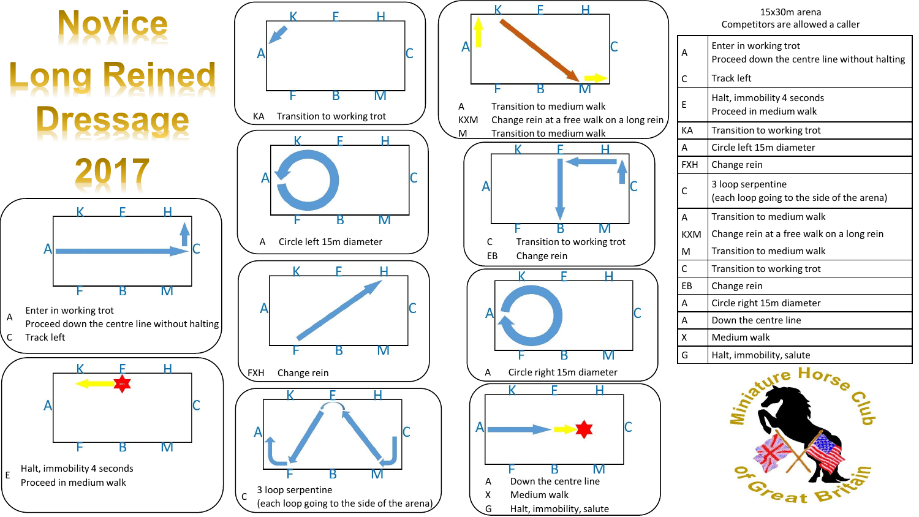# Novice Long Reined Dressage 2017

A Enter in working trot
Proceed down the centre line without halting
C Track left

E Halt, immobility 4 seconds
Proceed in medium walk

KA Transition to working trot

A Circle left 15m diameter

FXH Change rein

C 3 loop serpentine
(each loop going to the side of the arena)

A Transition to medium walk
KXM Change rein at a free walk on a long rein
M Transition to medium walk

C Transition to working trot
EB Change rein

A Circle right 15m diameter

A Down the centre line
X Medium walk
G Halt, immobility, salute

15x30m arena
Competitors are allowed a caller

| | |
|---|---|
| A | Enter in working trot<br>Proceed down the centre line without halting |
| C | Track left |
| E | Halt, immobility 4 seconds<br>Proceed in medium walk |
| KA | Transition to working trot |
| A | Circle left 15m diameter |
| FXH | Change rein |
| C | 3 loop serpentine<br>(each loop going to the side of the arena) |
| A | Transition to medium walk |
| KXM | Change rein at a free walk on a long rein |
| M | Transition to medium walk |
| C | Transition to working trot |
| EB | Change rein |
| A | Circle right 15m diameter |
| A | Down the centre line |
| X | Medium walk |
| G | Halt, immobility, salute |

Miniature Horse Club of Great Britain